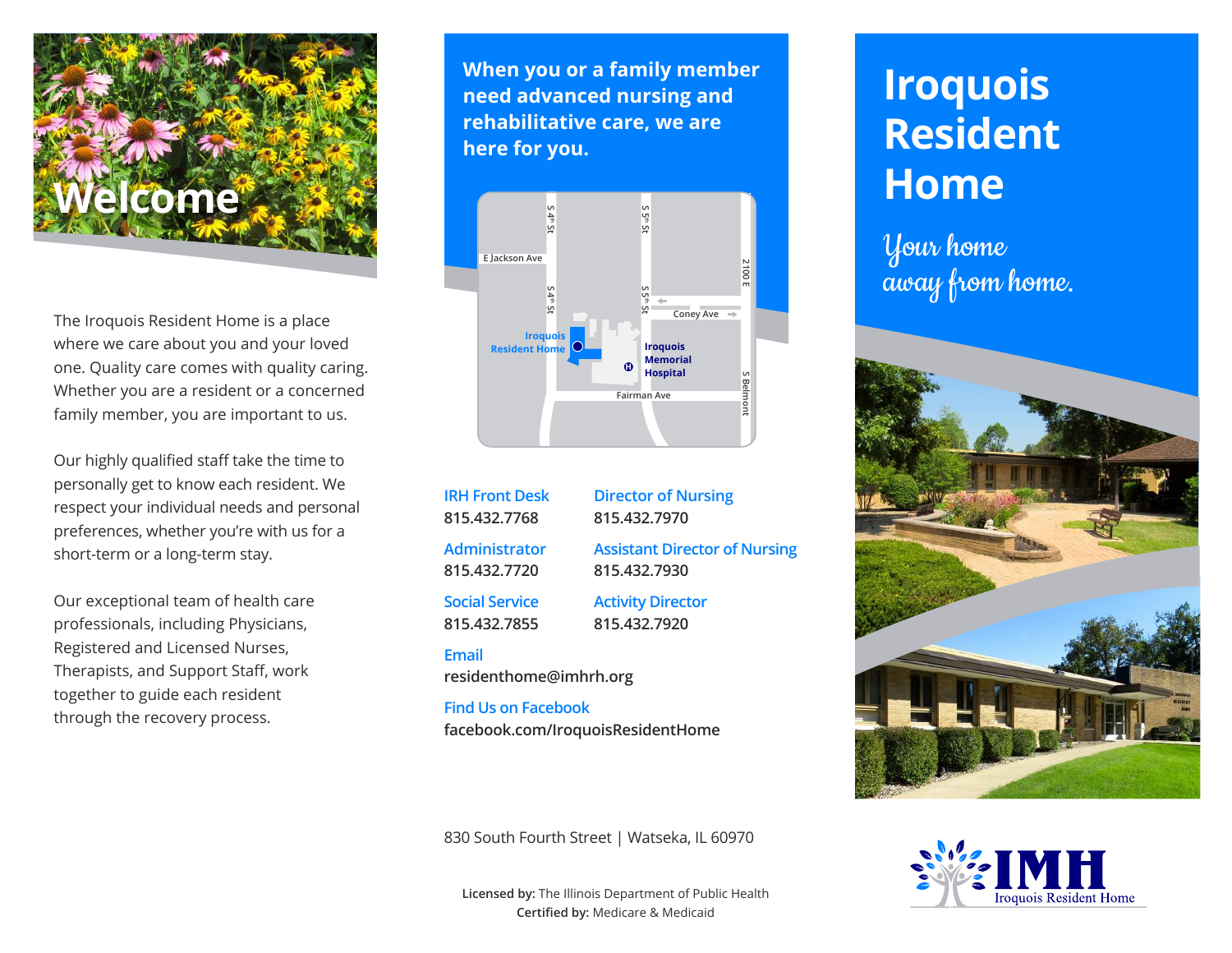# Welcome

The Iroquois Resident Home is a place where we care about you and your loved one. Quality care comes with quality caring. Whether you are a resident or a concerned family member, you are important to us.

Our highly qualified staff take the time to personally get to know each resident. We respect your individual needs and personal preferences, whether you're with us for a short-term or a long-term stay.

Our exceptional team of health care professionals, including Physicians, Registered and Licensed Nurses, Therapists, and Support Staff, work together to guide each resident through the recovery process.

**When you or a family member need advanced nursing and rehabilitative care, we are here for you.**

**IRH Front Desk**
815.432.7768

**Administrator**
815.432.7720

**Social Service**
815.432.7855

**Director of Nursing**
815.432.7970

**Assistant Director of Nursing**
815.432.7930

**Activity Director**
815.432.7920

**Email**
residenthome@imhrh.org

**Find Us on Facebook**
facebook.com/IroquoisResidentHome

830 South Fourth Street | Watseka, IL 60970

**Licensed by:** The Illinois Department of Public Health
**Certified by:** Medicare & Medicaid

# Iroquois Resident Home

*Your home away from home.*

IMH Iroquois Resident Home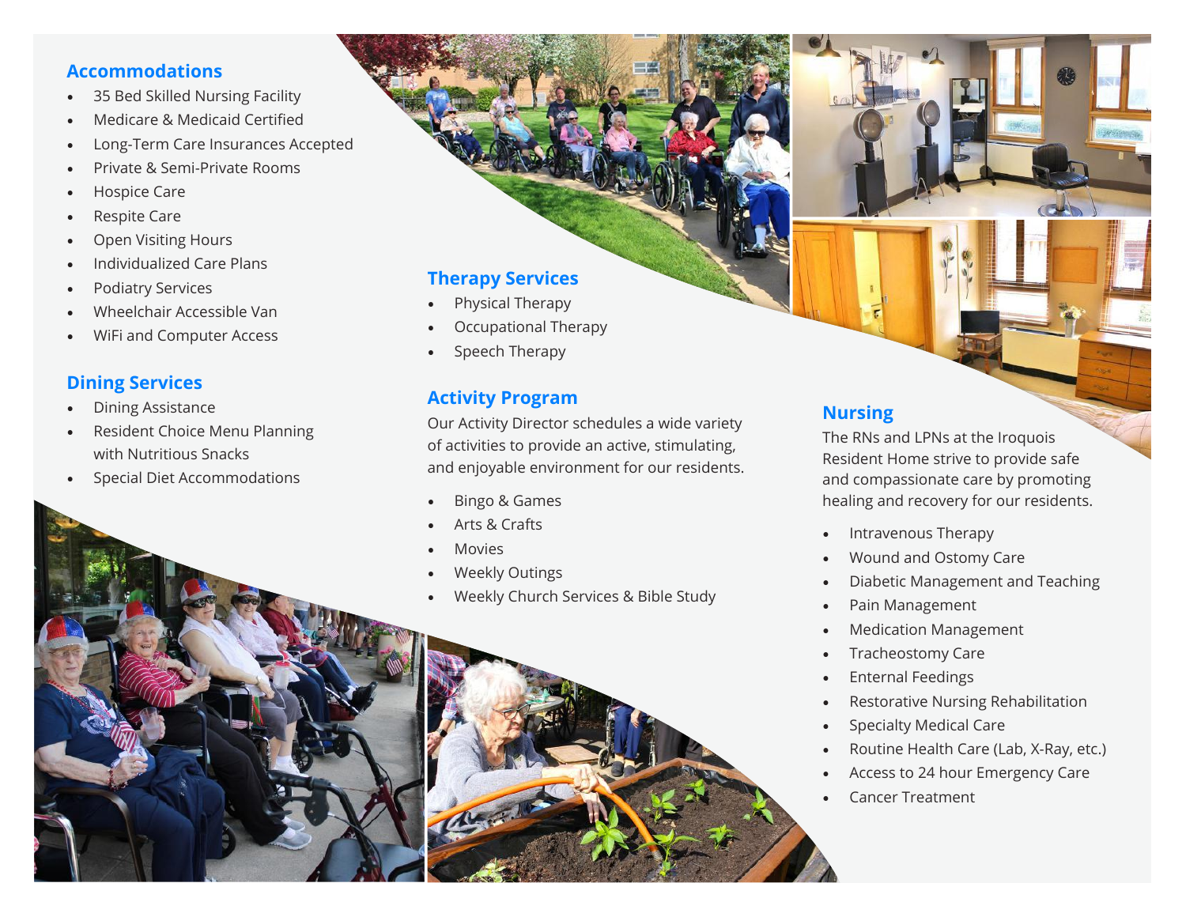## Accommodations

- 35 Bed Skilled Nursing Facility
- Medicare & Medicaid Certified
- Long-Term Care Insurances Accepted
- Private & Semi-Private Rooms
- Hospice Care
- Respite Care
- Open Visiting Hours
- Individualized Care Plans
- Podiatry Services
- Wheelchair Accessible Van
- WiFi and Computer Access

## Dining Services

- Dining Assistance
- Resident Choice Menu Planning with Nutritious Snacks
- Special Diet Accommodations

## Therapy Services

- Physical Therapy
- Occupational Therapy
- Speech Therapy

## Activity Program

Our Activity Director schedules a wide variety of activities to provide an active, stimulating, and enjoyable environment for our residents.

- Bingo & Games
- Arts & Crafts
- Movies
- Weekly Outings
- Weekly Church Services & Bible Study

## Nursing

The RNs and LPNs at the Iroquois Resident Home strive to provide safe and compassionate care by promoting healing and recovery for our residents.

- Intravenous Therapy
- Wound and Ostomy Care
- Diabetic Management and Teaching
- Pain Management
- Medication Management
- Tracheostomy Care
- Enternal Feedings
- Restorative Nursing Rehabilitation
- Specialty Medical Care
- Routine Health Care (Lab, X-Ray, etc.)
- Access to 24 hour Emergency Care
- Cancer Treatment